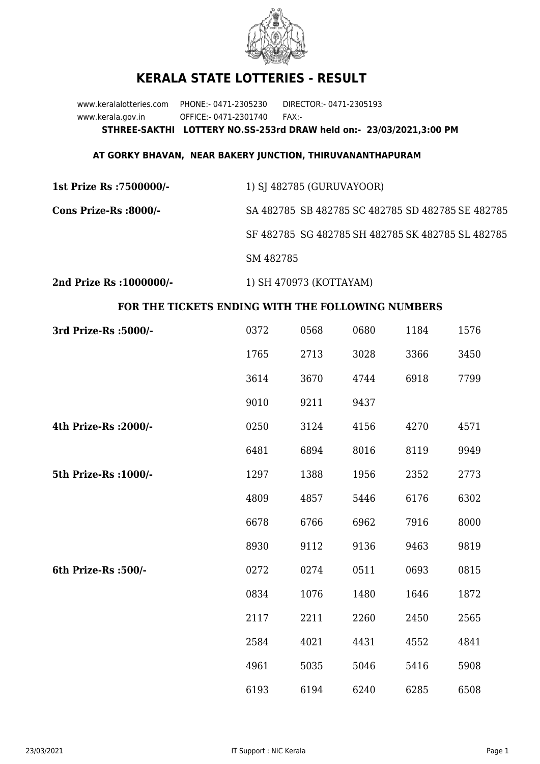# KERALA STATE LOTTERIES - RESULT

www.keralalotteries.com PHONE:- 0471-2305230 DIRECTOR:- 0471-2305193
www.kerala.gov.in OFFICE:- 0471-2301740 FAX:-

**STHREE-SAKTHI LOTTERY NO.SS-253rd DRAW held on:- 23/03/2021,3:00 PM**

**AT GORKY BHAVAN, NEAR BAKERY JUNCTION, THIRUVANANTHAPURAM**

**1st Prize Rs :7500000/-** 1) SJ 482785 (GURUVAYOOR)

**Cons Prize-Rs :8000/-** SA 482785 SB 482785 SC 482785 SD 482785 SE 482785 SF 482785 SG 482785 SH 482785 SK 482785 SL 482785 SM 482785

**2nd Prize Rs :1000000/-** 1) SH 470973 (KOTTAYAM)

**FOR THE TICKETS ENDING WITH THE FOLLOWING NUMBERS**

| Prize | | | | | |
|---|---|---|---|---|---|
| **3rd Prize-Rs :5000/-** | 0372 | 0568 | 0680 | 1184 | 1576 |
| | 1765 | 2713 | 3028 | 3366 | 3450 |
| | 3614 | 3670 | 4744 | 6918 | 7799 |
| | 9010 | 9211 | 9437 | | |
| **4th Prize-Rs :2000/-** | 0250 | 3124 | 4156 | 4270 | 4571 |
| | 6481 | 6894 | 8016 | 8119 | 9949 |
| **5th Prize-Rs :1000/-** | 1297 | 1388 | 1956 | 2352 | 2773 |
| | 4809 | 4857 | 5446 | 6176 | 6302 |
| | 6678 | 6766 | 6962 | 7916 | 8000 |
| | 8930 | 9112 | 9136 | 9463 | 9819 |
| **6th Prize-Rs :500/-** | 0272 | 0274 | 0511 | 0693 | 0815 |
| | 0834 | 1076 | 1480 | 1646 | 1872 |
| | 2117 | 2211 | 2260 | 2450 | 2565 |
| | 2584 | 4021 | 4431 | 4552 | 4841 |
| | 4961 | 5035 | 5046 | 5416 | 5908 |
| | 6193 | 6194 | 6240 | 6285 | 6508 |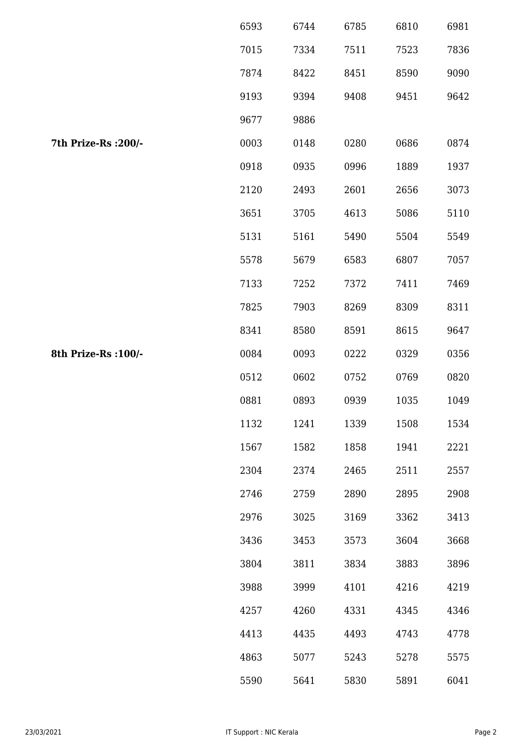| | | | | | |
|---|---|---|---|---|---|
| | 6593 | 6744 | 6785 | 6810 | 6981 |
| | 7015 | 7334 | 7511 | 7523 | 7836 |
| | 7874 | 8422 | 8451 | 8590 | 9090 |
| | 9193 | 9394 | 9408 | 9451 | 9642 |
| | 9677 | 9886 | | | |
| **7th Prize-Rs :200/-** | 0003 | 0148 | 0280 | 0686 | 0874 |
| | 0918 | 0935 | 0996 | 1889 | 1937 |
| | 2120 | 2493 | 2601 | 2656 | 3073 |
| | 3651 | 3705 | 4613 | 5086 | 5110 |
| | 5131 | 5161 | 5490 | 5504 | 5549 |
| | 5578 | 5679 | 6583 | 6807 | 7057 |
| | 7133 | 7252 | 7372 | 7411 | 7469 |
| | 7825 | 7903 | 8269 | 8309 | 8311 |
| | 8341 | 8580 | 8591 | 8615 | 9647 |
| **8th Prize-Rs :100/-** | 0084 | 0093 | 0222 | 0329 | 0356 |
| | 0512 | 0602 | 0752 | 0769 | 0820 |
| | 0881 | 0893 | 0939 | 1035 | 1049 |
| | 1132 | 1241 | 1339 | 1508 | 1534 |
| | 1567 | 1582 | 1858 | 1941 | 2221 |
| | 2304 | 2374 | 2465 | 2511 | 2557 |
| | 2746 | 2759 | 2890 | 2895 | 2908 |
| | 2976 | 3025 | 3169 | 3362 | 3413 |
| | 3436 | 3453 | 3573 | 3604 | 3668 |
| | 3804 | 3811 | 3834 | 3883 | 3896 |
| | 3988 | 3999 | 4101 | 4216 | 4219 |
| | 4257 | 4260 | 4331 | 4345 | 4346 |
| | 4413 | 4435 | 4493 | 4743 | 4778 |
| | 4863 | 5077 | 5243 | 5278 | 5575 |
| | 5590 | 5641 | 5830 | 5891 | 6041 |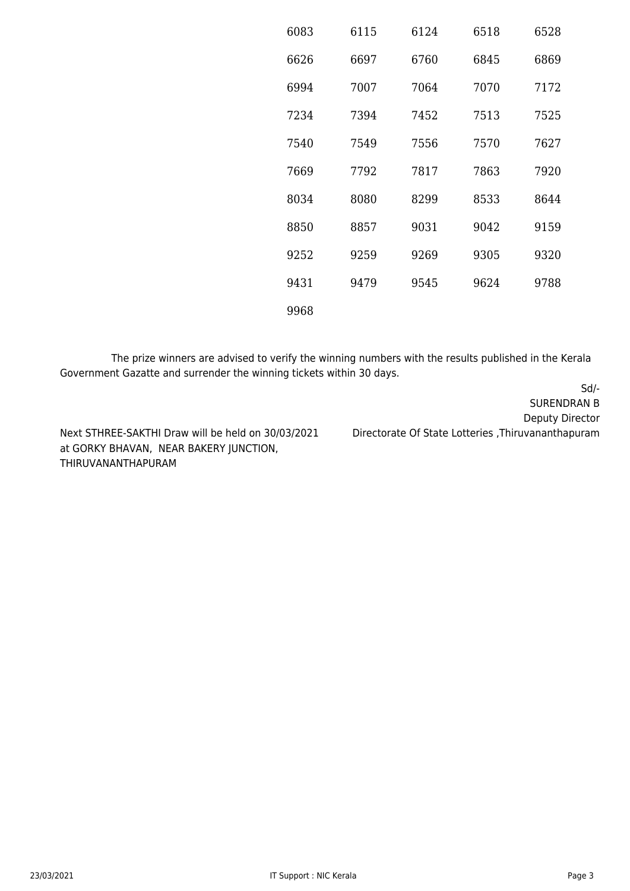| | | | | |
|---|---|---|---|---|
| 6083 | 6115 | 6124 | 6518 | 6528 |
| 6626 | 6697 | 6760 | 6845 | 6869 |
| 6994 | 7007 | 7064 | 7070 | 7172 |
| 7234 | 7394 | 7452 | 7513 | 7525 |
| 7540 | 7549 | 7556 | 7570 | 7627 |
| 7669 | 7792 | 7817 | 7863 | 7920 |
| 8034 | 8080 | 8299 | 8533 | 8644 |
| 8850 | 8857 | 9031 | 9042 | 9159 |
| 9252 | 9259 | 9269 | 9305 | 9320 |
| 9431 | 9479 | 9545 | 9624 | 9788 |
| 9968 | | | | |

The prize winners are advised to verify the winning numbers with the results published in the Kerala Government Gazatte and surrender the winning tickets within 30 days.

Sd/-
SURENDRAN B
Deputy Director
Directorate Of State Lotteries ,Thiruvananthapuram

Next STHREE-SAKTHI Draw will be held on 30/03/2021 at GORKY BHAVAN, NEAR BAKERY JUNCTION, THIRUVANANTHAPURAM